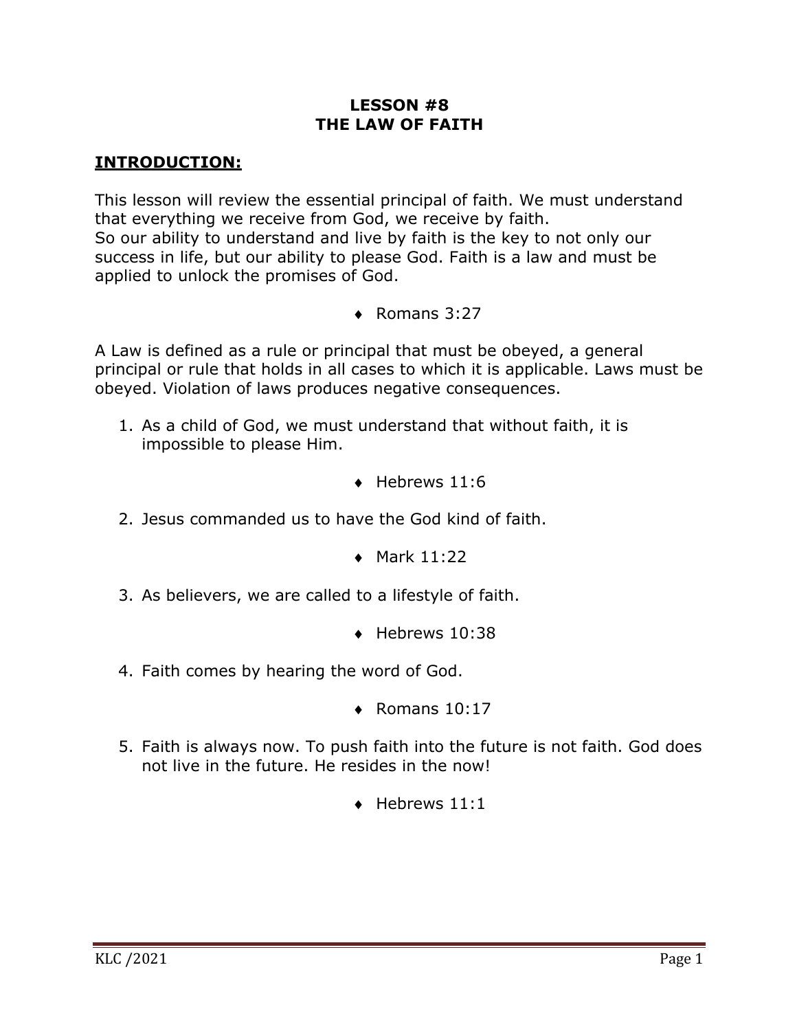# LESSON #8
# THE LAW OF FAITH

## INTRODUCTION:

This lesson will review the essential principal of faith. We must understand that everything we receive from God, we receive by faith.
So our ability to understand and live by faith is the key to not only our success in life, but our ability to please God. Faith is a law and must be applied to unlock the promises of God.

- ♦ Romans 3:27

A Law is defined as a rule or principal that must be obeyed, a general principal or rule that holds in all cases to which it is applicable. Laws must be obeyed. Violation of laws produces negative consequences.

1. As a child of God, we must understand that without faith, it is impossible to please Him.

    - ♦ Hebrews 11:6

2. Jesus commanded us to have the God kind of faith.

    - ♦ Mark 11:22

3. As believers, we are called to a lifestyle of faith.

    - ♦ Hebrews 10:38

4. Faith comes by hearing the word of God.

    - ♦ Romans 10:17

5. Faith is always now. To push faith into the future is not faith. God does not live in the future. He resides in the now!

    - ♦ Hebrews 11:1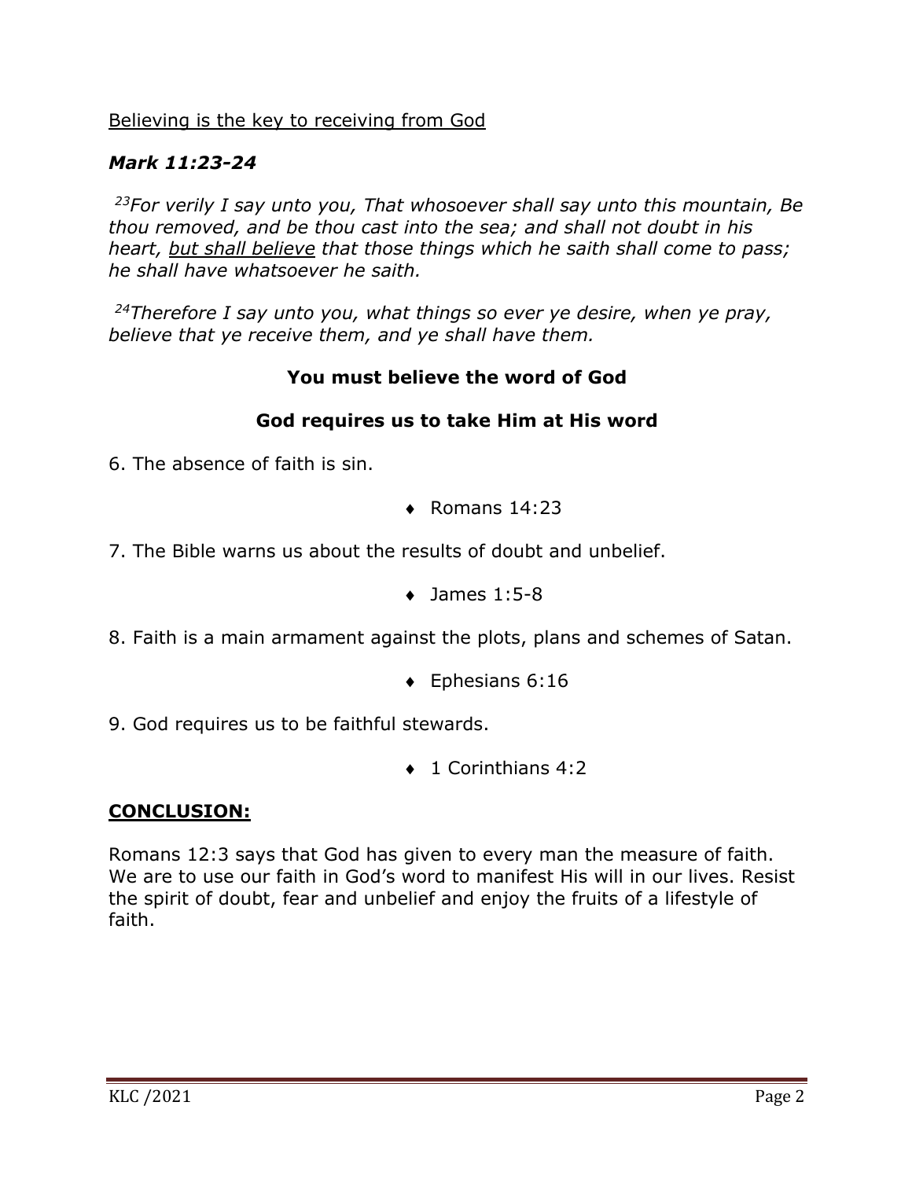Believing is the key to receiving from God

***Mark 11:23-24***

*[23]For verily I say unto you, That whosoever shall say unto this mountain, Be thou removed, and be thou cast into the sea; and shall not doubt in his heart, but shall believe that those things which he saith shall come to pass; he shall have whatsoever he saith.*

*[24]Therefore I say unto you, what things so ever ye desire, when ye pray, believe that ye receive them, and ye shall have them.*

**You must believe the word of God**

**God requires us to take Him at His word**

6. The absence of faith is sin.

- Romans 14:23

7. The Bible warns us about the results of doubt and unbelief.

- James 1:5-8

8. Faith is a main armament against the plots, plans and schemes of Satan.

- Ephesians 6:16

9. God requires us to be faithful stewards.

- 1 Corinthians 4:2

## CONCLUSION:

Romans 12:3 says that God has given to every man the measure of faith. We are to use our faith in God's word to manifest His will in our lives. Resist the spirit of doubt, fear and unbelief and enjoy the fruits of a lifestyle of faith.